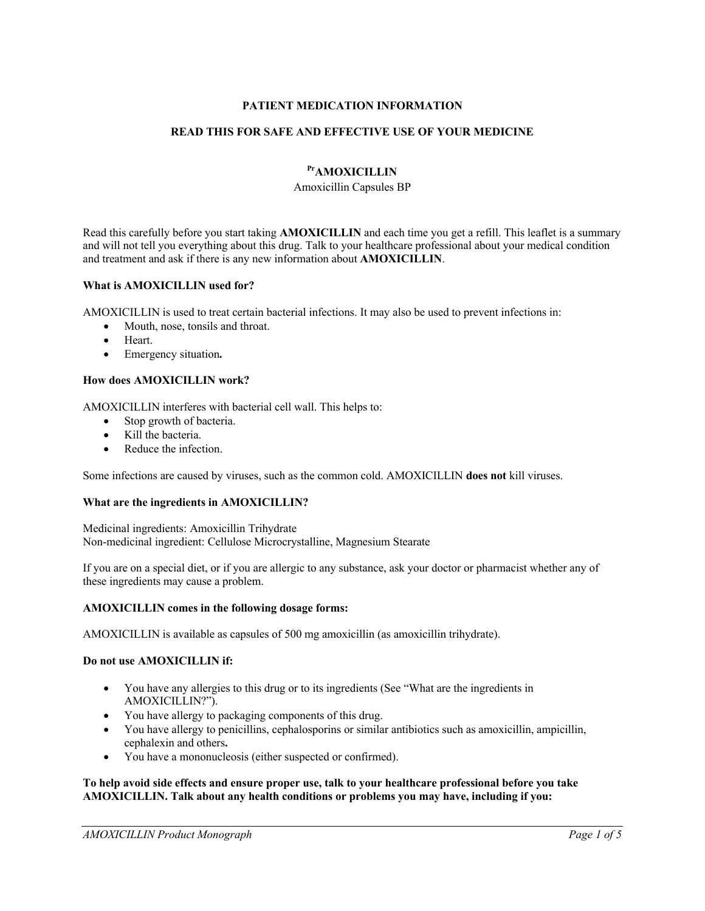**PATIENT MEDICATION INFORMATION**

**READ THIS FOR SAFE AND EFFECTIVE USE OF YOUR MEDICINE**

# [Pr]AMOXICILLIN

Amoxicillin Capsules BP

Read this carefully before you start taking **AMOXICILLIN** and each time you get a refill. This leaflet is a summary and will not tell you everything about this drug. Talk to your healthcare professional about your medical condition and treatment and ask if there is any new information about **AMOXICILLIN**.

### What is AMOXICILLIN used for?

AMOXICILLIN is used to treat certain bacterial infections. It may also be used to prevent infections in:

- Mouth, nose, tonsils and throat.
- Heart.
- Emergency situation**.**

### How does AMOXICILLIN work?

AMOXICILLIN interferes with bacterial cell wall. This helps to:

- Stop growth of bacteria.
- Kill the bacteria.
- Reduce the infection.

Some infections are caused by viruses, such as the common cold. AMOXICILLIN **does not** kill viruses.

### What are the ingredients in AMOXICILLIN?

Medicinal ingredients: Amoxicillin Trihydrate
Non-medicinal ingredient: Cellulose Microcrystalline, Magnesium Stearate

If you are on a special diet, or if you are allergic to any substance, ask your doctor or pharmacist whether any of these ingredients may cause a problem.

### AMOXICILLIN comes in the following dosage forms:

AMOXICILLIN is available as capsules of 500 mg amoxicillin (as amoxicillin trihydrate).

### Do not use AMOXICILLIN if:

- You have any allergies to this drug or to its ingredients (See "What are the ingredients in AMOXICILLIN?").
- You have allergy to packaging components of this drug.
- You have allergy to penicillins, cephalosporins or similar antibiotics such as amoxicillin, ampicillin, cephalexin and others**.**
- You have a mononucleosis (either suspected or confirmed).

**To help avoid side effects and ensure proper use, talk to your healthcare professional before you take AMOXICILLIN. Talk about any health conditions or problems you may have, including if you:**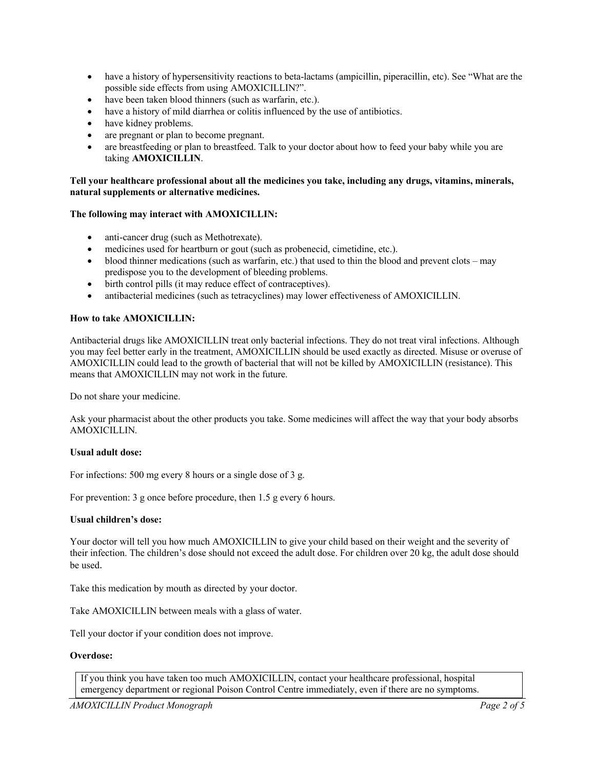- have a history of hypersensitivity reactions to beta-lactams (ampicillin, piperacillin, etc). See "What are the possible side effects from using AMOXICILLIN?".
- have been taken blood thinners (such as warfarin, etc.).
- have a history of mild diarrhea or colitis influenced by the use of antibiotics.
- have kidney problems.
- are pregnant or plan to become pregnant.
- are breastfeeding or plan to breastfeed. Talk to your doctor about how to feed your baby while you are taking **AMOXICILLIN**.

**Tell your healthcare professional about all the medicines you take, including any drugs, vitamins, minerals, natural supplements or alternative medicines.**

**The following may interact with AMOXICILLIN:**

- anti-cancer drug (such as Methotrexate).
- medicines used for heartburn or gout (such as probenecid, cimetidine, etc.).
- blood thinner medications (such as warfarin, etc.) that used to thin the blood and prevent clots – may predispose you to the development of bleeding problems.
- birth control pills (it may reduce effect of contraceptives).
- antibacterial medicines (such as tetracyclines) may lower effectiveness of AMOXICILLIN.

**How to take AMOXICILLIN:**

Antibacterial drugs like AMOXICILLIN treat only bacterial infections. They do not treat viral infections. Although you may feel better early in the treatment, AMOXICILLIN should be used exactly as directed. Misuse or overuse of AMOXICILLIN could lead to the growth of bacterial that will not be killed by AMOXICILLIN (resistance). This means that AMOXICILLIN may not work in the future.

Do not share your medicine.

Ask your pharmacist about the other products you take. Some medicines will affect the way that your body absorbs AMOXICILLIN.

**Usual adult dose:**

For infections: 500 mg every 8 hours or a single dose of 3 g.

For prevention: 3 g once before procedure, then 1.5 g every 6 hours.

**Usual children's dose:**

Your doctor will tell you how much AMOXICILLIN to give your child based on their weight and the severity of their infection. The children's dose should not exceed the adult dose. For children over 20 kg, the adult dose should be used.

Take this medication by mouth as directed by your doctor.

Take AMOXICILLIN between meals with a glass of water.

Tell your doctor if your condition does not improve.

**Overdose:**

| If you think you have taken too much AMOXICILLIN, contact your healthcare professional, hospital emergency department or regional Poison Control Centre immediately, even if there are no symptoms. |
| --- |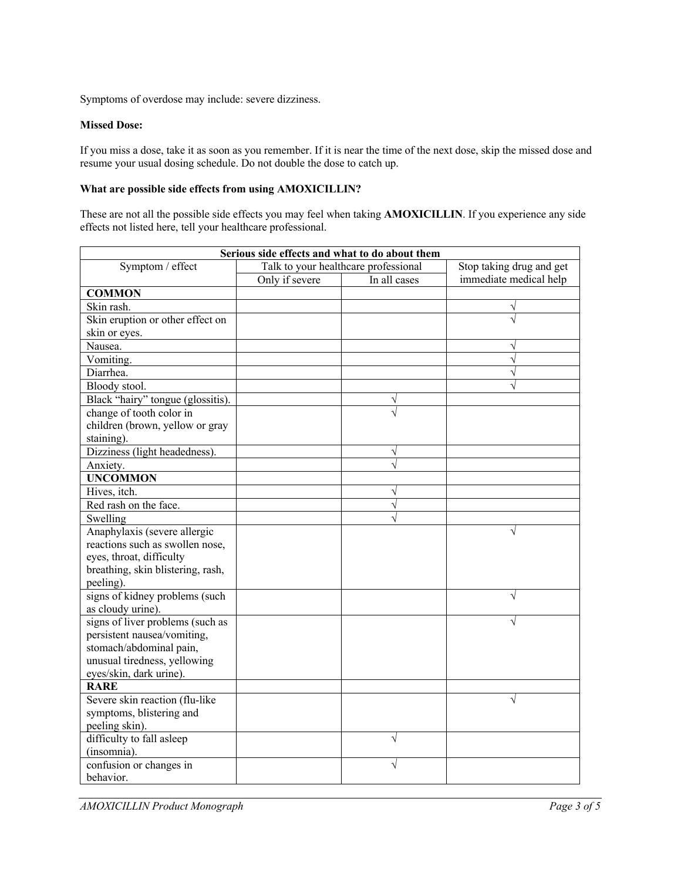Symptoms of overdose may include: severe dizziness.

**Missed Dose:**

If you miss a dose, take it as soon as you remember. If it is near the time of the next dose, skip the missed dose and resume your usual dosing schedule. Do not double the dose to catch up.

**What are possible side effects from using AMOXICILLIN?**

These are not all the possible side effects you may feel when taking **AMOXICILLIN**. If you experience any side effects not listed here, tell your healthcare professional.

| **Serious side effects and what to do about them** | | | |
|---|---|---|---|
| Symptom / effect | Talk to your healthcare professional | | Stop taking drug and get immediate medical help |
| | Only if severe | In all cases | |
| **COMMON** | | | |
| Skin rash. | | | √ |
| Skin eruption or other effect on skin or eyes. | | | √ |
| Nausea. | | | √ |
| Vomiting. | | | √ |
| Diarrhea. | | | √ |
| Bloody stool. | | | √ |
| Black "hairy" tongue (glossitis). | | √ | |
| change of tooth color in children (brown, yellow or gray staining). | | √ | |
| Dizziness (light headedness). | | √ | |
| Anxiety. | | √ | |
| **UNCOMMON** | | | |
| Hives, itch. | | √ | |
| Red rash on the face. | | √ | |
| Swelling | | √ | |
| Anaphylaxis (severe allergic reactions such as swollen nose, eyes, throat, difficulty breathing, skin blistering, rash, peeling). | | | √ |
| signs of kidney problems (such as cloudy urine). | | | √ |
| signs of liver problems (such as persistent nausea/vomiting, stomach/abdominal pain, unusual tiredness, yellowing eyes/skin, dark urine). | | | √ |
| **RARE** | | | |
| Severe skin reaction (flu-like symptoms, blistering and peeling skin). | | | √ |
| difficulty to fall asleep (insomnia). | | √ | |
| confusion or changes in behavior. | | √ | |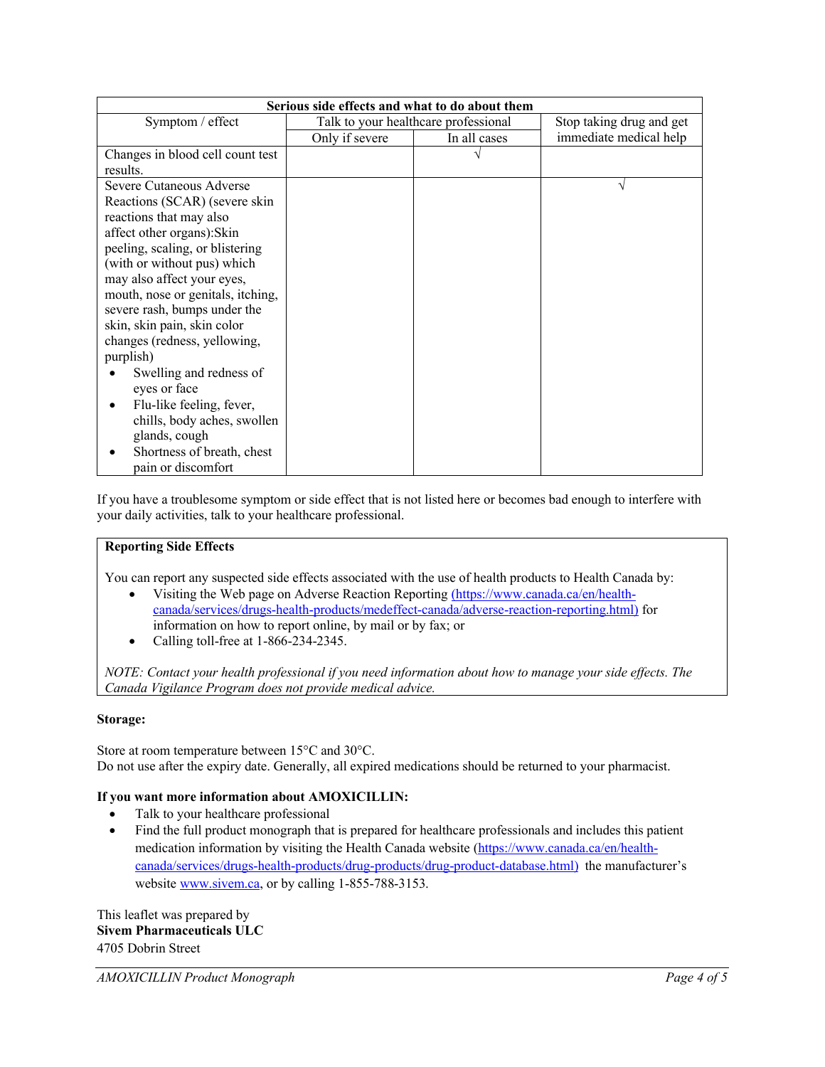| Serious side effects and what to do about them | | | |
|---|---|---|---|
| Symptom / effect | Talk to your healthcare professional | | Stop taking drug and get immediate medical help |
| | Only if severe | In all cases | |
| Changes in blood cell count test results. | | √ | |
| Severe Cutaneous Adverse Reactions (SCAR) (severe skin reactions that may also affect other organs):Skin peeling, scaling, or blistering (with or without pus) which may also affect your eyes, mouth, nose or genitals, itching, severe rash, bumps under the skin, skin pain, skin color changes (redness, yellowing, purplish)<br>• Swelling and redness of eyes or face<br>• Flu-like feeling, fever, chills, body aches, swollen glands, cough<br>• Shortness of breath, chest pain or discomfort | | | √ |

If you have a troublesome symptom or side effect that is not listed here or becomes bad enough to interfere with your daily activities, talk to your healthcare professional.

**Reporting Side Effects**

You can report any suspected side effects associated with the use of health products to Health Canada by:

- Visiting the Web page on Adverse Reaction Reporting (https://www.canada.ca/en/health-canada/services/drugs-health-products/medeffect-canada/adverse-reaction-reporting.html) for information on how to report online, by mail or by fax; or
- Calling toll-free at 1-866-234-2345.

*NOTE: Contact your health professional if you need information about how to manage your side effects. The Canada Vigilance Program does not provide medical advice.*

**Storage:**

Store at room temperature between 15°C and 30°C.
Do not use after the expiry date. Generally, all expired medications should be returned to your pharmacist.

**If you want more information about AMOXICILLIN:**

- Talk to your healthcare professional
- Find the full product monograph that is prepared for healthcare professionals and includes this patient medication information by visiting the Health Canada website (https://www.canada.ca/en/health-canada/services/drugs-health-products/drug-products/drug-product-database.html) the manufacturer's website www.sivem.ca, or by calling 1-855-788-3153.

This leaflet was prepared by
**Sivem Pharmaceuticals ULC**
4705 Dobrin Street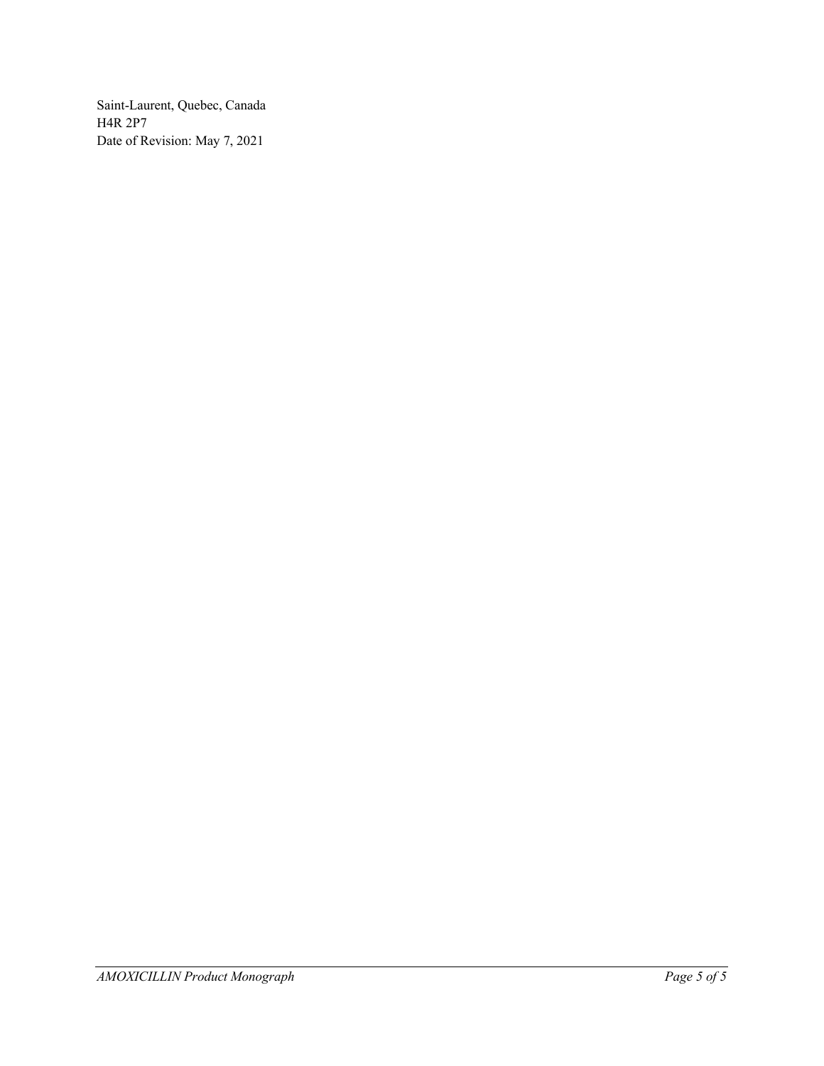Saint-Laurent, Quebec, Canada
H4R 2P7
Date of Revision: May 7, 2021